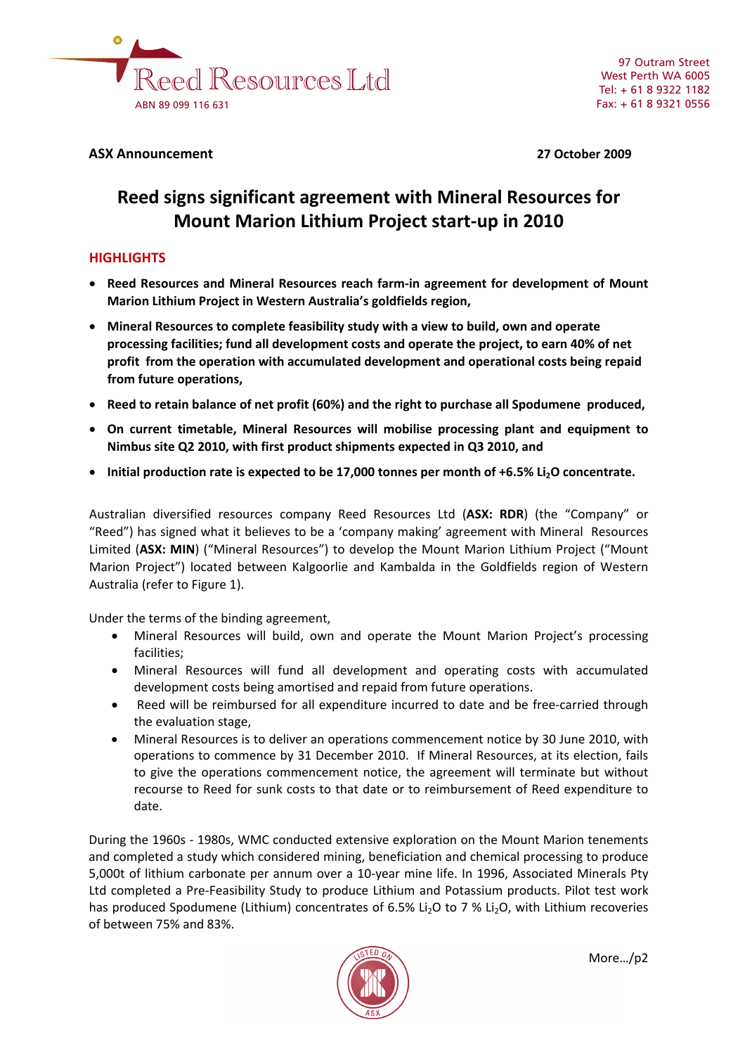Reed Resources Ltd
ABN 89 099 116 631

97 Outram Street
West Perth WA 6005
Tel: + 61 8 9322 1182
Fax: + 61 8 9321 0556

**ASX Announcement** **27 October 2009**

# Reed signs significant agreement with Mineral Resources for Mount Marion Lithium Project start-up in 2010

## HIGHLIGHTS

- **Reed Resources and Mineral Resources reach farm-in agreement for development of Mount Marion Lithium Project in Western Australia's goldfields region,**
- **Mineral Resources to complete feasibility study with a view to build, own and operate processing facilities; fund all development costs and operate the project, to earn 40% of net profit from the operation with accumulated development and operational costs being repaid from future operations,**
- **Reed to retain balance of net profit (60%) and the right to purchase all Spodumene produced,**
- **On current timetable, Mineral Resources will mobilise processing plant and equipment to Nimbus site Q2 2010, with first product shipments expected in Q3 2010, and**
- **Initial production rate is expected to be 17,000 tonnes per month of +6.5% $Li_2O$ concentrate.**

Australian diversified resources company Reed Resources Ltd (**ASX: RDR**) (the "Company" or "Reed") has signed what it believes to be a 'company making' agreement with Mineral Resources Limited (**ASX: MIN**) ("Mineral Resources") to develop the Mount Marion Lithium Project ("Mount Marion Project") located between Kalgoorlie and Kambalda in the Goldfields region of Western Australia (refer to Figure 1).

Under the terms of the binding agreement,

- Mineral Resources will build, own and operate the Mount Marion Project's processing facilities;
- Mineral Resources will fund all development and operating costs with accumulated development costs being amortised and repaid from future operations.
- Reed will be reimbursed for all expenditure incurred to date and be free-carried through the evaluation stage,
- Mineral Resources is to deliver an operations commencement notice by 30 June 2010, with operations to commence by 31 December 2010. If Mineral Resources, at its election, fails to give the operations commencement notice, the agreement will terminate but without recourse to Reed for sunk costs to that date or to reimbursement of Reed expenditure to date.

During the 1960s - 1980s, WMC conducted extensive exploration on the Mount Marion tenements and completed a study which considered mining, beneficiation and chemical processing to produce 5,000t of lithium carbonate per annum over a 10-year mine life. In 1996, Associated Minerals Pty Ltd completed a Pre-Feasibility Study to produce Lithium and Potassium products. Pilot test work has produced Spodumene (Lithium) concentrates of 6.5% $Li_2O$ to 7 % $Li_2O$, with Lithium recoveries of between 75% and 83%.

More…/p2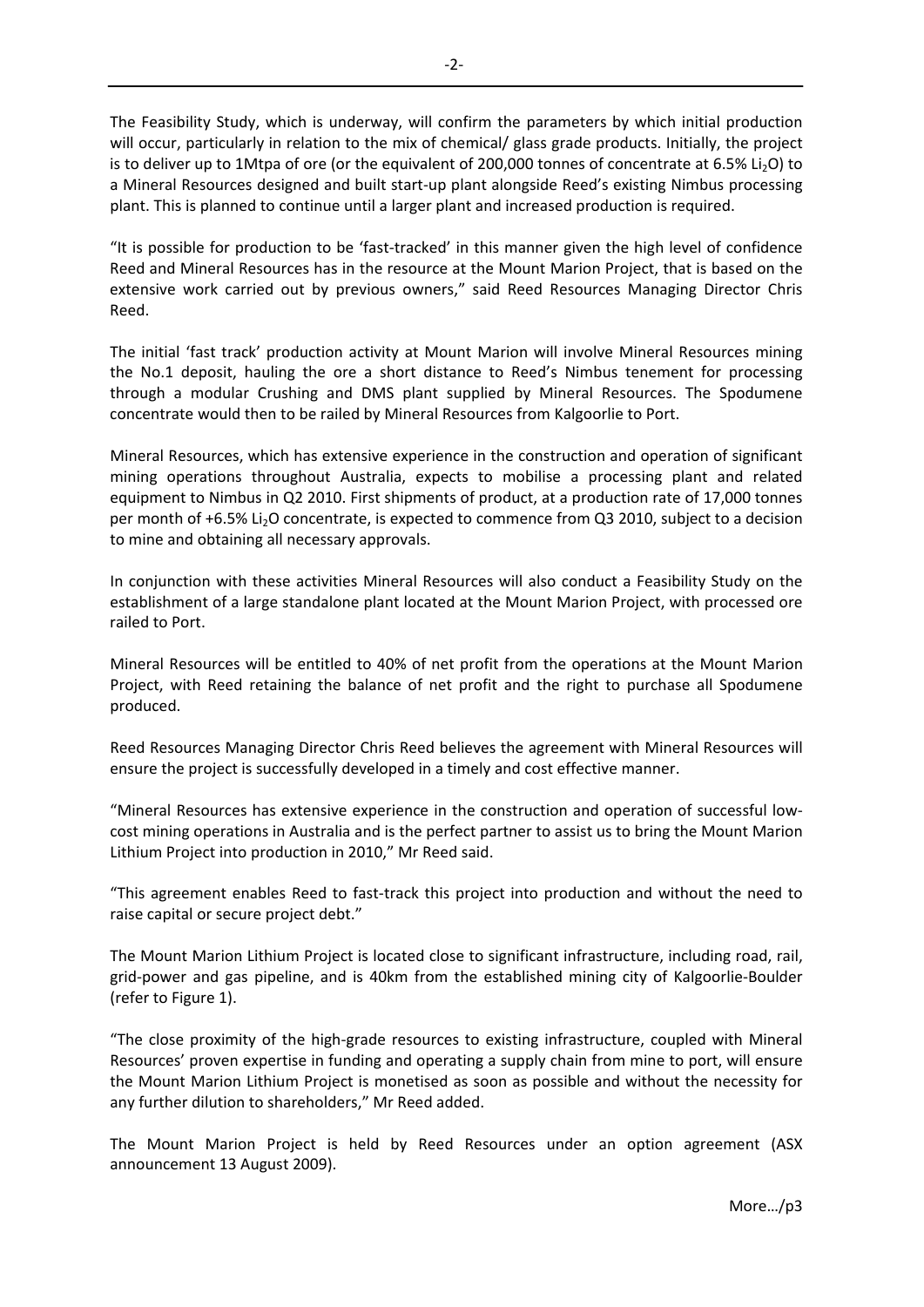The Feasibility Study, which is underway, will confirm the parameters by which initial production will occur, particularly in relation to the mix of chemical/ glass grade products. Initially, the project is to deliver up to 1Mtpa of ore (or the equivalent of 200,000 tonnes of concentrate at 6.5% $Li_2O$) to a Mineral Resources designed and built start-up plant alongside Reed's existing Nimbus processing plant. This is planned to continue until a larger plant and increased production is required.

"It is possible for production to be 'fast-tracked' in this manner given the high level of confidence Reed and Mineral Resources has in the resource at the Mount Marion Project, that is based on the extensive work carried out by previous owners," said Reed Resources Managing Director Chris Reed.

The initial 'fast track' production activity at Mount Marion will involve Mineral Resources mining the No.1 deposit, hauling the ore a short distance to Reed's Nimbus tenement for processing through a modular Crushing and DMS plant supplied by Mineral Resources. The Spodumene concentrate would then to be railed by Mineral Resources from Kalgoorlie to Port.

Mineral Resources, which has extensive experience in the construction and operation of significant mining operations throughout Australia, expects to mobilise a processing plant and related equipment to Nimbus in Q2 2010. First shipments of product, at a production rate of 17,000 tonnes per month of +6.5% $Li_2O$ concentrate, is expected to commence from Q3 2010, subject to a decision to mine and obtaining all necessary approvals.

In conjunction with these activities Mineral Resources will also conduct a Feasibility Study on the establishment of a large standalone plant located at the Mount Marion Project, with processed ore railed to Port.

Mineral Resources will be entitled to 40% of net profit from the operations at the Mount Marion Project, with Reed retaining the balance of net profit and the right to purchase all Spodumene produced.

Reed Resources Managing Director Chris Reed believes the agreement with Mineral Resources will ensure the project is successfully developed in a timely and cost effective manner.

"Mineral Resources has extensive experience in the construction and operation of successful low-cost mining operations in Australia and is the perfect partner to assist us to bring the Mount Marion Lithium Project into production in 2010," Mr Reed said.

"This agreement enables Reed to fast-track this project into production and without the need to raise capital or secure project debt."

The Mount Marion Lithium Project is located close to significant infrastructure, including road, rail, grid-power and gas pipeline, and is 40km from the established mining city of Kalgoorlie-Boulder (refer to Figure 1).

"The close proximity of the high-grade resources to existing infrastructure, coupled with Mineral Resources' proven expertise in funding and operating a supply chain from mine to port, will ensure the Mount Marion Lithium Project is monetised as soon as possible and without the necessity for any further dilution to shareholders," Mr Reed added.

The Mount Marion Project is held by Reed Resources under an option agreement (ASX announcement 13 August 2009).

More…/p3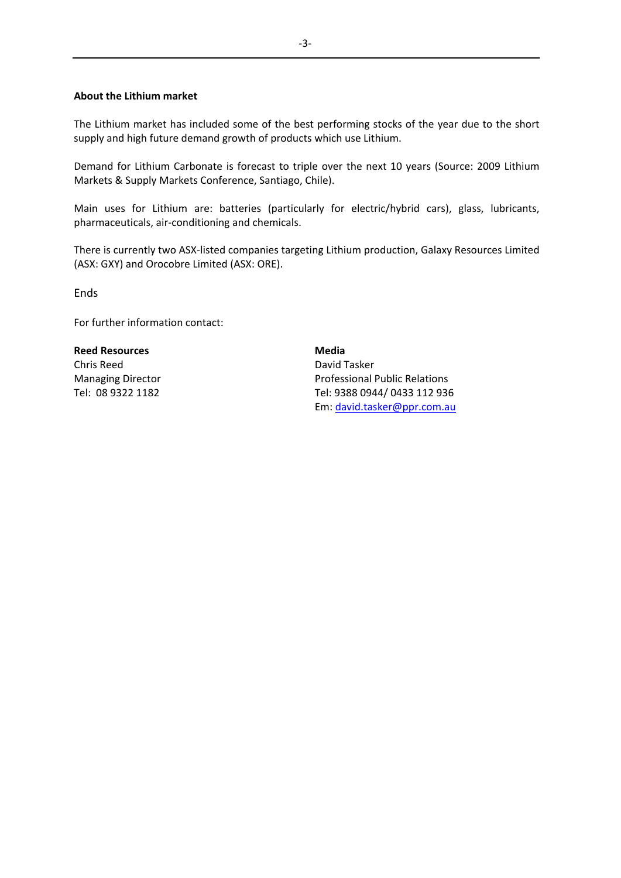**About the Lithium market**

The Lithium market has included some of the best performing stocks of the year due to the short supply and high future demand growth of products which use Lithium.

Demand for Lithium Carbonate is forecast to triple over the next 10 years (Source: 2009 Lithium Markets & Supply Markets Conference, Santiago, Chile).

Main uses for Lithium are: batteries (particularly for electric/hybrid cars), glass, lubricants, pharmaceuticals, air-conditioning and chemicals.

There is currently two ASX-listed companies targeting Lithium production, Galaxy Resources Limited (ASX: GXY) and Orocobre Limited (ASX: ORE).

Ends

For further information contact:

**Reed Resources**
Chris Reed
Managing Director
Tel: 08 9322 1182

**Media**
David Tasker
Professional Public Relations
Tel: 9388 0944/ 0433 112 936
Em: david.tasker@ppr.com.au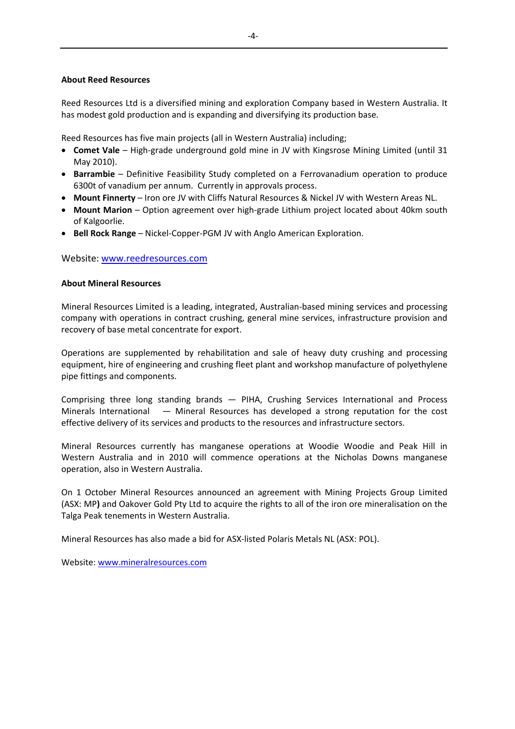**About Reed Resources**

Reed Resources Ltd is a diversified mining and exploration Company based in Western Australia. It has modest gold production and is expanding and diversifying its production base.

Reed Resources has five main projects (all in Western Australia) including;

- **Comet Vale** – High-grade underground gold mine in JV with Kingsrose Mining Limited (until 31 May 2010).
- **Barrambie** – Definitive Feasibility Study completed on a Ferrovanadium operation to produce 6300t of vanadium per annum. Currently in approvals process.
- **Mount Finnerty** – Iron ore JV with Cliffs Natural Resources & Nickel JV with Western Areas NL.
- **Mount Marion** – Option agreement over high-grade Lithium project located about 40km south of Kalgoorlie.
- **Bell Rock Range** – Nickel-Copper-PGM JV with Anglo American Exploration.

Website: [www.reedresources.com](http://www.reedresources.com)

**About Mineral Resources**

Mineral Resources Limited is a leading, integrated, Australian-based mining services and processing company with operations in contract crushing, general mine services, infrastructure provision and recovery of base metal concentrate for export.

Operations are supplemented by rehabilitation and sale of heavy duty crushing and processing equipment, hire of engineering and crushing fleet plant and workshop manufacture of polyethylene pipe fittings and components.

Comprising three long standing brands — PIHA, Crushing Services International and Process Minerals International — Mineral Resources has developed a strong reputation for the cost effective delivery of its services and products to the resources and infrastructure sectors.

Mineral Resources currently has manganese operations at Woodie Woodie and Peak Hill in Western Australia and in 2010 will commence operations at the Nicholas Downs manganese operation, also in Western Australia.

On 1 October Mineral Resources announced an agreement with Mining Projects Group Limited (ASX: MP**)** and Oakover Gold Pty Ltd to acquire the rights to all of the iron ore mineralisation on the Talga Peak tenements in Western Australia.

Mineral Resources has also made a bid for ASX-listed Polaris Metals NL (ASX: POL).

Website: [www.mineralresources.com](http://www.mineralresources.com)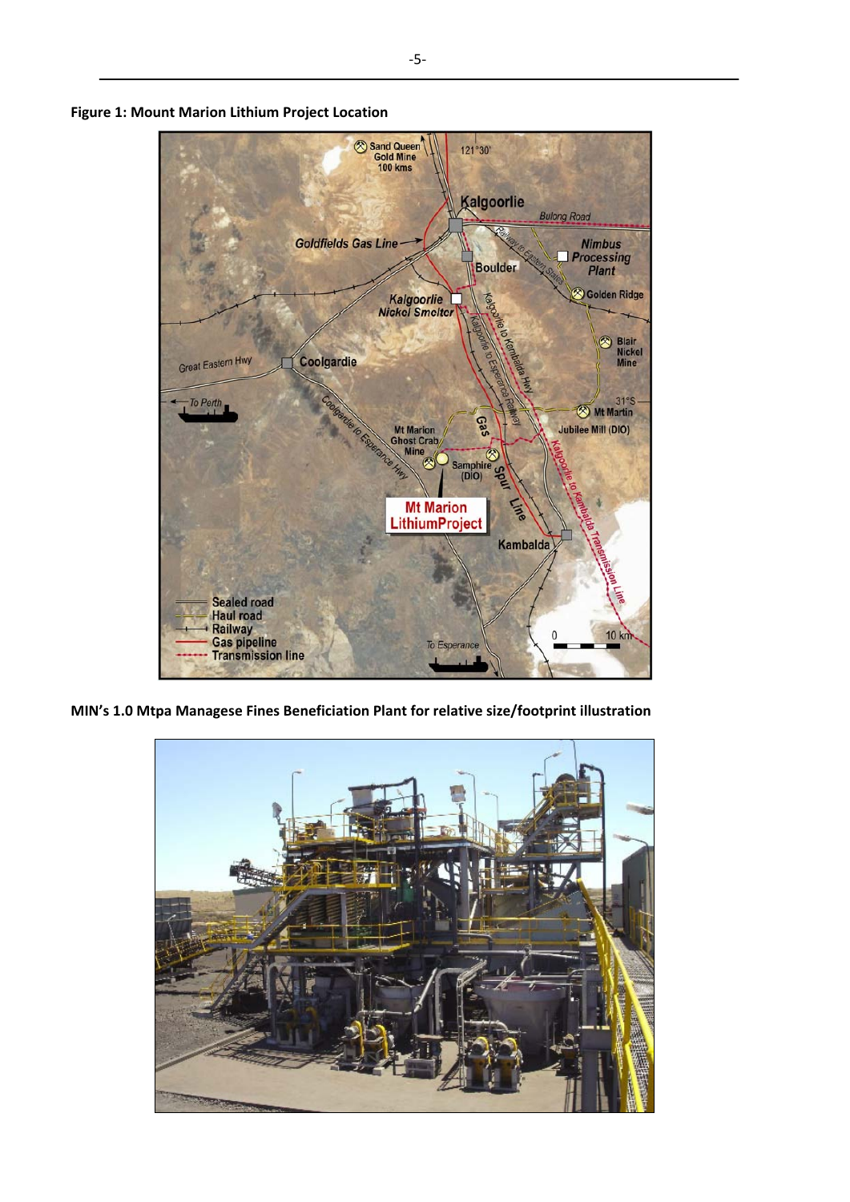**Figure 1: Mount Marion Lithium Project Location**

Sand Queen Gold Mine 100 kms
121°30'
Kalgoorlie
Bulong Road
Goldfields Gas Line
Railway to Eastern States
Nimbus Processing Plant
Boulder
Golden Ridge
Kalgoorlie Nickel Smelter
Kalgoorlie to Kambalda Hwy
Kalgoorlie to Esperance Railway
Blair Nickel Mine
Great Eastern Hwy
Coolgardie
To Perth
31°S
Mt Martin
Jubilee Mill (DIO)
Coolgardie to Esperance Hwy
Mt Marion Ghost Crab Mine
Gas Spur Line
Samphire (DIO)
Mt Marion LithiumProject
Kalgoorlie to Kambalda Transmission Line
Kambalda
Sealed road
Haul road
Railway
Gas pipeline
Transmission line
To Esperance
0 10 km

**MIN's 1.0 Mtpa Managese Fines Beneficiation Plant for relative size/footprint illustration**